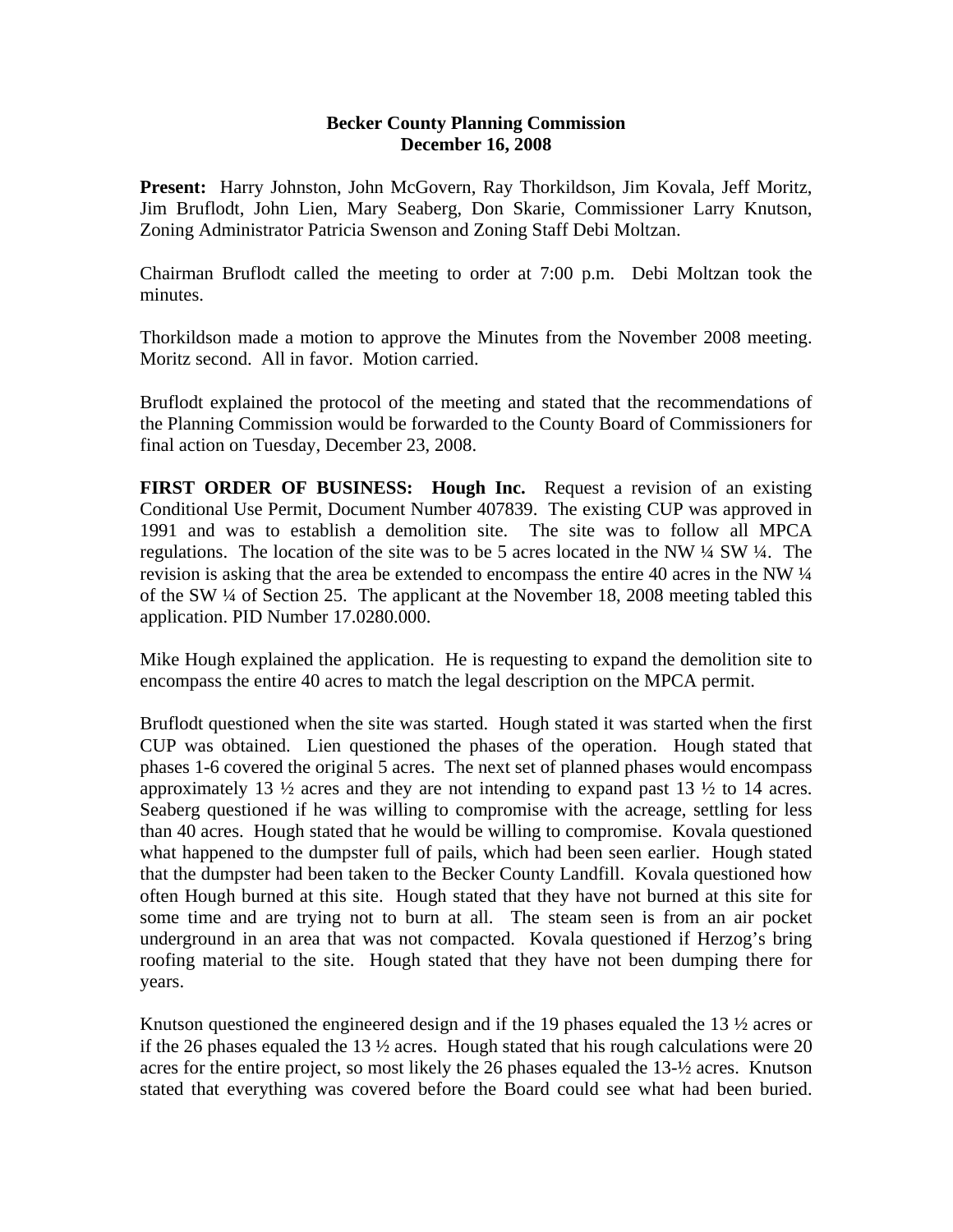**Becker County Planning Commission**
**December 16, 2008**

**Present:** Harry Johnston, John McGovern, Ray Thorkildson, Jim Kovala, Jeff Moritz, Jim Bruflodt, John Lien, Mary Seaberg, Don Skarie, Commissioner Larry Knutson, Zoning Administrator Patricia Swenson and Zoning Staff Debi Moltzan.

Chairman Bruflodt called the meeting to order at 7:00 p.m. Debi Moltzan took the minutes.

Thorkildson made a motion to approve the Minutes from the November 2008 meeting. Moritz second. All in favor. Motion carried.

Bruflodt explained the protocol of the meeting and stated that the recommendations of the Planning Commission would be forwarded to the County Board of Commissioners for final action on Tuesday, December 23, 2008.

**FIRST ORDER OF BUSINESS: Hough Inc.** Request a revision of an existing Conditional Use Permit, Document Number 407839. The existing CUP was approved in 1991 and was to establish a demolition site. The site was to follow all MPCA regulations. The location of the site was to be 5 acres located in the NW ¼ SW ¼. The revision is asking that the area be extended to encompass the entire 40 acres in the NW ¼ of the SW ¼ of Section 25. The applicant at the November 18, 2008 meeting tabled this application. PID Number 17.0280.000.

Mike Hough explained the application. He is requesting to expand the demolition site to encompass the entire 40 acres to match the legal description on the MPCA permit.

Bruflodt questioned when the site was started. Hough stated it was started when the first CUP was obtained. Lien questioned the phases of the operation. Hough stated that phases 1-6 covered the original 5 acres. The next set of planned phases would encompass approximately 13 ½ acres and they are not intending to expand past 13 ½ to 14 acres. Seaberg questioned if he was willing to compromise with the acreage, settling for less than 40 acres. Hough stated that he would be willing to compromise. Kovala questioned what happened to the dumpster full of pails, which had been seen earlier. Hough stated that the dumpster had been taken to the Becker County Landfill. Kovala questioned how often Hough burned at this site. Hough stated that they have not burned at this site for some time and are trying not to burn at all. The steam seen is from an air pocket underground in an area that was not compacted. Kovala questioned if Herzog's bring roofing material to the site. Hough stated that they have not been dumping there for years.

Knutson questioned the engineered design and if the 19 phases equaled the 13 ½ acres or if the 26 phases equaled the 13 ½ acres. Hough stated that his rough calculations were 20 acres for the entire project, so most likely the 26 phases equaled the 13-½ acres. Knutson stated that everything was covered before the Board could see what had been buried.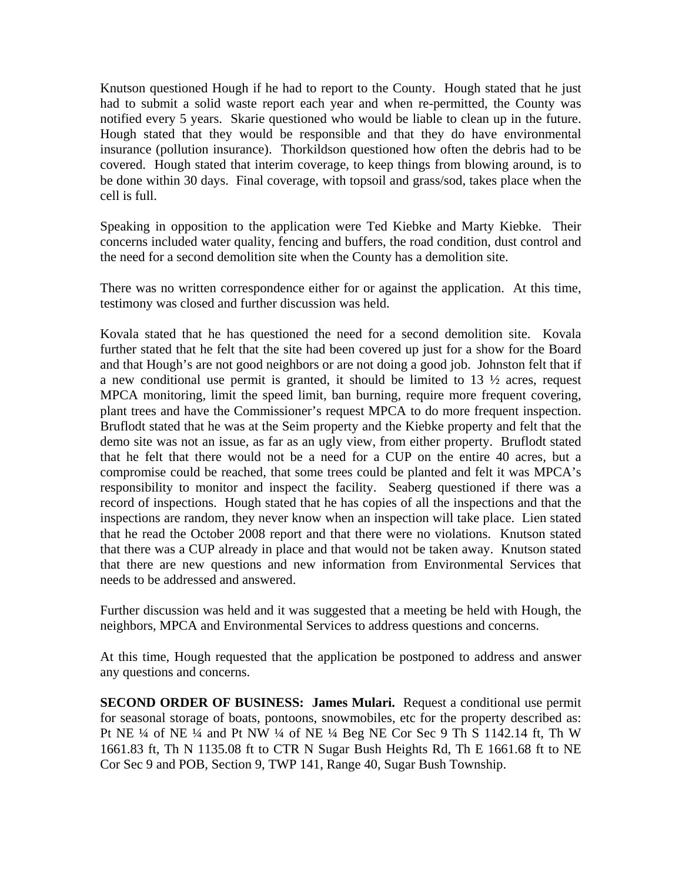Knutson questioned Hough if he had to report to the County. Hough stated that he just had to submit a solid waste report each year and when re-permitted, the County was notified every 5 years. Skarie questioned who would be liable to clean up in the future. Hough stated that they would be responsible and that they do have environmental insurance (pollution insurance). Thorkildson questioned how often the debris had to be covered. Hough stated that interim coverage, to keep things from blowing around, is to be done within 30 days. Final coverage, with topsoil and grass/sod, takes place when the cell is full.

Speaking in opposition to the application were Ted Kiebke and Marty Kiebke. Their concerns included water quality, fencing and buffers, the road condition, dust control and the need for a second demolition site when the County has a demolition site.

There was no written correspondence either for or against the application. At this time, testimony was closed and further discussion was held.

Kovala stated that he has questioned the need for a second demolition site. Kovala further stated that he felt that the site had been covered up just for a show for the Board and that Hough's are not good neighbors or are not doing a good job. Johnston felt that if a new conditional use permit is granted, it should be limited to 13 ½ acres, request MPCA monitoring, limit the speed limit, ban burning, require more frequent covering, plant trees and have the Commissioner's request MPCA to do more frequent inspection. Bruflodt stated that he was at the Seim property and the Kiebke property and felt that the demo site was not an issue, as far as an ugly view, from either property. Bruflodt stated that he felt that there would not be a need for a CUP on the entire 40 acres, but a compromise could be reached, that some trees could be planted and felt it was MPCA's responsibility to monitor and inspect the facility. Seaberg questioned if there was a record of inspections. Hough stated that he has copies of all the inspections and that the inspections are random, they never know when an inspection will take place. Lien stated that he read the October 2008 report and that there were no violations. Knutson stated that there was a CUP already in place and that would not be taken away. Knutson stated that there are new questions and new information from Environmental Services that needs to be addressed and answered.

Further discussion was held and it was suggested that a meeting be held with Hough, the neighbors, MPCA and Environmental Services to address questions and concerns.

At this time, Hough requested that the application be postponed to address and answer any questions and concerns.

**SECOND ORDER OF BUSINESS: James Mulari.** Request a conditional use permit for seasonal storage of boats, pontoons, snowmobiles, etc for the property described as: Pt NE ¼ of NE ¼ and Pt NW ¼ of NE ¼ Beg NE Cor Sec 9 Th S 1142.14 ft, Th W 1661.83 ft, Th N 1135.08 ft to CTR N Sugar Bush Heights Rd, Th E 1661.68 ft to NE Cor Sec 9 and POB, Section 9, TWP 141, Range 40, Sugar Bush Township.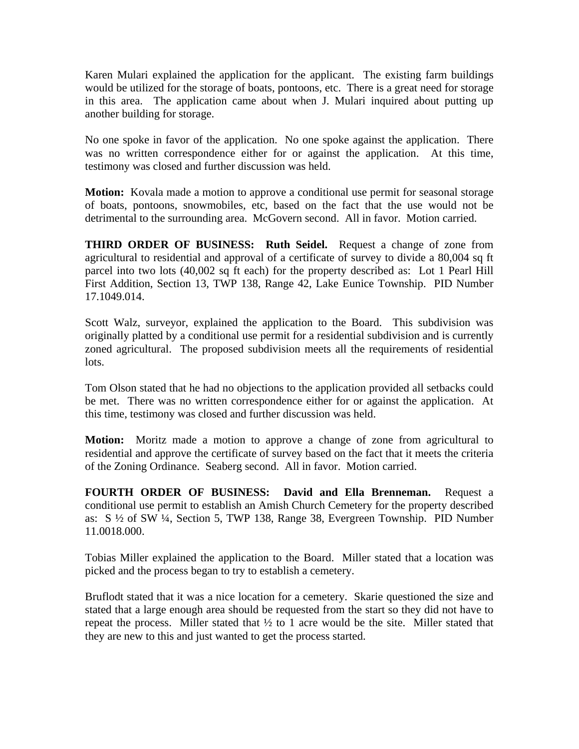Karen Mulari explained the application for the applicant. The existing farm buildings would be utilized for the storage of boats, pontoons, etc. There is a great need for storage in this area. The application came about when J. Mulari inquired about putting up another building for storage.

No one spoke in favor of the application. No one spoke against the application. There was no written correspondence either for or against the application. At this time, testimony was closed and further discussion was held.

**Motion:** Kovala made a motion to approve a conditional use permit for seasonal storage of boats, pontoons, snowmobiles, etc, based on the fact that the use would not be detrimental to the surrounding area. McGovern second. All in favor. Motion carried.

**THIRD ORDER OF BUSINESS: Ruth Seidel.** Request a change of zone from agricultural to residential and approval of a certificate of survey to divide a 80,004 sq ft parcel into two lots (40,002 sq ft each) for the property described as: Lot 1 Pearl Hill First Addition, Section 13, TWP 138, Range 42, Lake Eunice Township. PID Number 17.1049.014.

Scott Walz, surveyor, explained the application to the Board. This subdivision was originally platted by a conditional use permit for a residential subdivision and is currently zoned agricultural. The proposed subdivision meets all the requirements of residential lots.

Tom Olson stated that he had no objections to the application provided all setbacks could be met. There was no written correspondence either for or against the application. At this time, testimony was closed and further discussion was held.

**Motion:** Moritz made a motion to approve a change of zone from agricultural to residential and approve the certificate of survey based on the fact that it meets the criteria of the Zoning Ordinance. Seaberg second. All in favor. Motion carried.

**FOURTH ORDER OF BUSINESS: David and Ella Brenneman.** Request a conditional use permit to establish an Amish Church Cemetery for the property described as: S ½ of SW ¼, Section 5, TWP 138, Range 38, Evergreen Township. PID Number 11.0018.000.

Tobias Miller explained the application to the Board. Miller stated that a location was picked and the process began to try to establish a cemetery.

Bruflodt stated that it was a nice location for a cemetery. Skarie questioned the size and stated that a large enough area should be requested from the start so they did not have to repeat the process. Miller stated that ½ to 1 acre would be the site. Miller stated that they are new to this and just wanted to get the process started.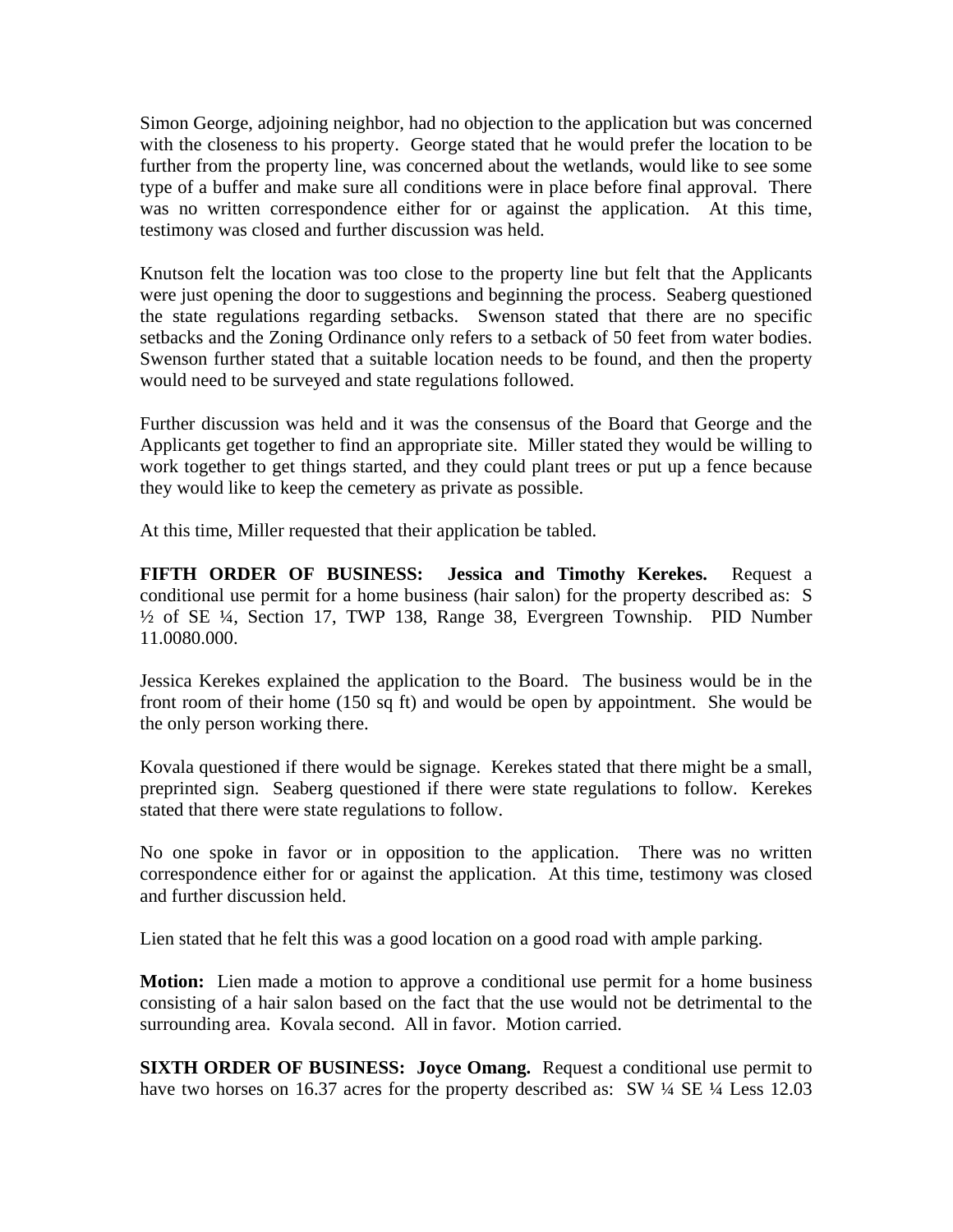Simon George, adjoining neighbor, had no objection to the application but was concerned with the closeness to his property. George stated that he would prefer the location to be further from the property line, was concerned about the wetlands, would like to see some type of a buffer and make sure all conditions were in place before final approval. There was no written correspondence either for or against the application. At this time, testimony was closed and further discussion was held.

Knutson felt the location was too close to the property line but felt that the Applicants were just opening the door to suggestions and beginning the process. Seaberg questioned the state regulations regarding setbacks. Swenson stated that there are no specific setbacks and the Zoning Ordinance only refers to a setback of 50 feet from water bodies. Swenson further stated that a suitable location needs to be found, and then the property would need to be surveyed and state regulations followed.

Further discussion was held and it was the consensus of the Board that George and the Applicants get together to find an appropriate site. Miller stated they would be willing to work together to get things started, and they could plant trees or put up a fence because they would like to keep the cemetery as private as possible.

At this time, Miller requested that their application be tabled.

**FIFTH ORDER OF BUSINESS: Jessica and Timothy Kerekes.** Request a conditional use permit for a home business (hair salon) for the property described as: S ½ of SE ¼, Section 17, TWP 138, Range 38, Evergreen Township. PID Number 11.0080.000.

Jessica Kerekes explained the application to the Board. The business would be in the front room of their home (150 sq ft) and would be open by appointment. She would be the only person working there.

Kovala questioned if there would be signage. Kerekes stated that there might be a small, preprinted sign. Seaberg questioned if there were state regulations to follow. Kerekes stated that there were state regulations to follow.

No one spoke in favor or in opposition to the application. There was no written correspondence either for or against the application. At this time, testimony was closed and further discussion held.

Lien stated that he felt this was a good location on a good road with ample parking.

**Motion:** Lien made a motion to approve a conditional use permit for a home business consisting of a hair salon based on the fact that the use would not be detrimental to the surrounding area. Kovala second. All in favor. Motion carried.

**SIXTH ORDER OF BUSINESS: Joyce Omang.** Request a conditional use permit to have two horses on 16.37 acres for the property described as: SW ¼ SE ¼ Less 12.03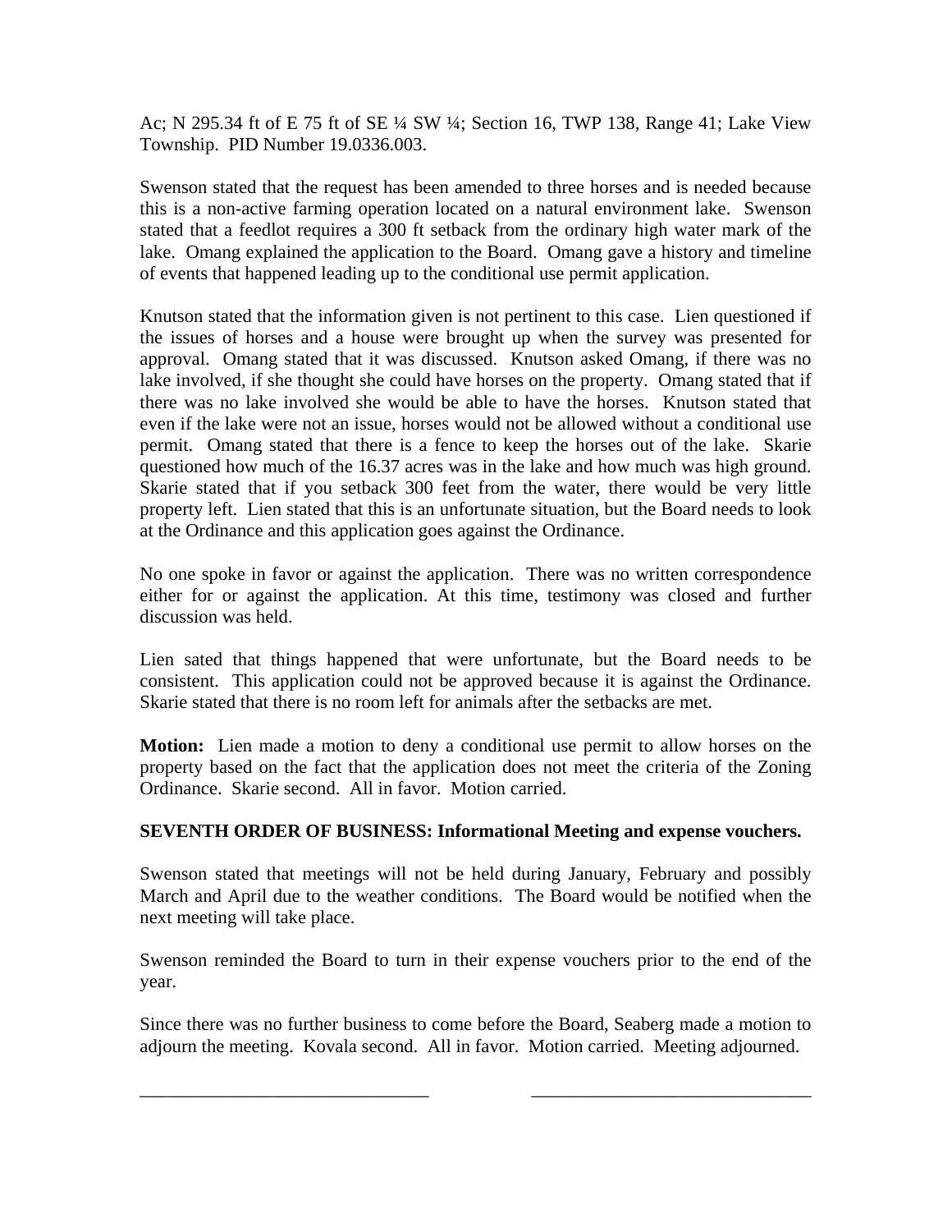Ac; N 295.34 ft of E 75 ft of SE ¼ SW ¼; Section 16, TWP 138, Range 41; Lake View Township. PID Number 19.0336.003.

Swenson stated that the request has been amended to three horses and is needed because this is a non-active farming operation located on a natural environment lake. Swenson stated that a feedlot requires a 300 ft setback from the ordinary high water mark of the lake. Omang explained the application to the Board. Omang gave a history and timeline of events that happened leading up to the conditional use permit application.

Knutson stated that the information given is not pertinent to this case. Lien questioned if the issues of horses and a house were brought up when the survey was presented for approval. Omang stated that it was discussed. Knutson asked Omang, if there was no lake involved, if she thought she could have horses on the property. Omang stated that if there was no lake involved she would be able to have the horses. Knutson stated that even if the lake were not an issue, horses would not be allowed without a conditional use permit. Omang stated that there is a fence to keep the horses out of the lake. Skarie questioned how much of the 16.37 acres was in the lake and how much was high ground. Skarie stated that if you setback 300 feet from the water, there would be very little property left. Lien stated that this is an unfortunate situation, but the Board needs to look at the Ordinance and this application goes against the Ordinance.

No one spoke in favor or against the application. There was no written correspondence either for or against the application. At this time, testimony was closed and further discussion was held.

Lien sated that things happened that were unfortunate, but the Board needs to be consistent. This application could not be approved because it is against the Ordinance. Skarie stated that there is no room left for animals after the setbacks are met.

**Motion:** Lien made a motion to deny a conditional use permit to allow horses on the property based on the fact that the application does not meet the criteria of the Zoning Ordinance. Skarie second. All in favor. Motion carried.

**SEVENTH ORDER OF BUSINESS: Informational Meeting and expense vouchers.**

Swenson stated that meetings will not be held during January, February and possibly March and April due to the weather conditions. The Board would be notified when the next meeting will take place.

Swenson reminded the Board to turn in their expense vouchers prior to the end of the year.

Since there was no further business to come before the Board, Seaberg made a motion to adjourn the meeting. Kovala second. All in favor. Motion carried. Meeting adjourned.

\_\_\_\_\_\_\_\_\_\_\_\_\_\_\_\_\_\_\_\_\_\_\_\_\_\_\_\_\_\_ \_\_\_\_\_\_\_\_\_\_\_\_\_\_\_\_\_\_\_\_\_\_\_\_\_\_\_\_\_\_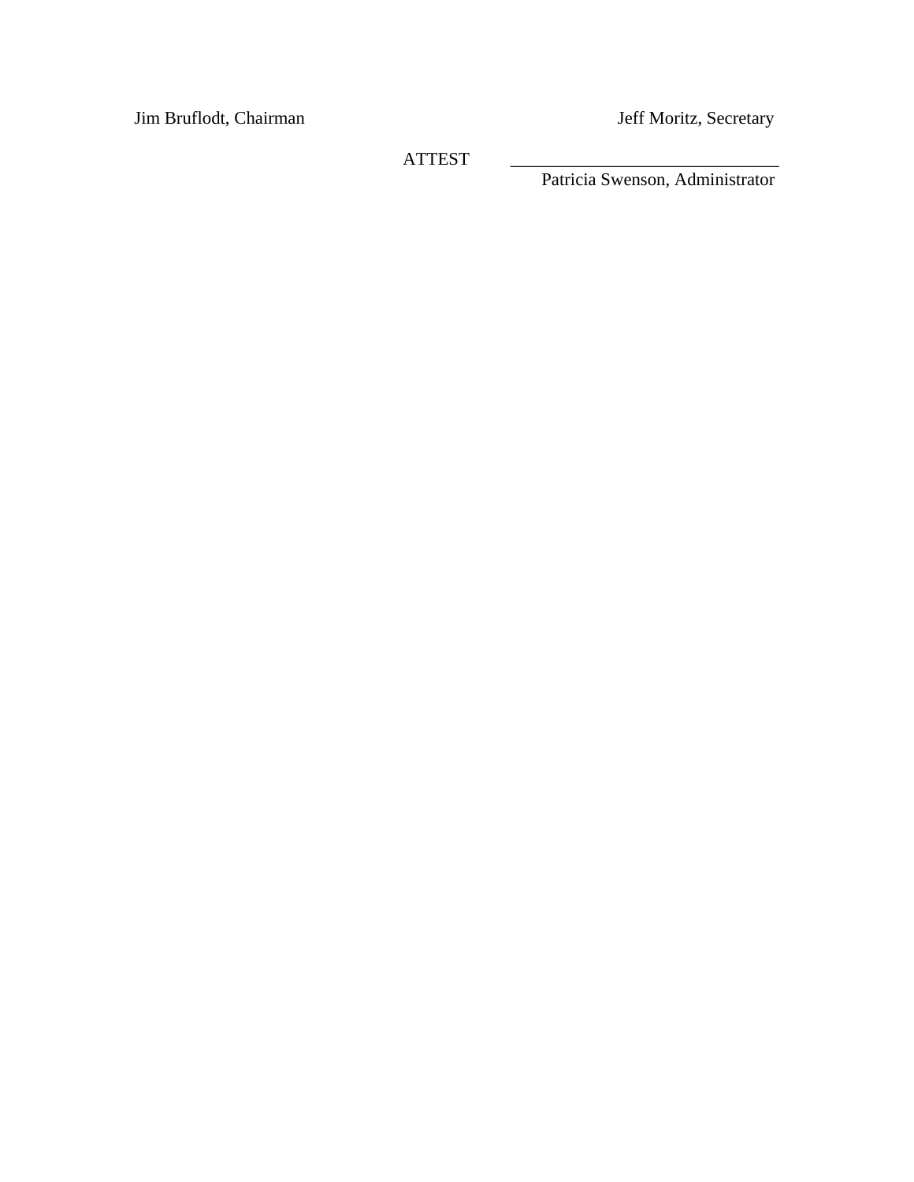Jim Bruflodt, Chairman                                                    Jeff Moritz, Secretary

ATTEST \_\_\_\_\_\_\_\_\_\_\_\_\_\_\_\_\_\_\_\_\_\_\_\_\_\_\_\_\_\_

Patricia Swenson, Administrator